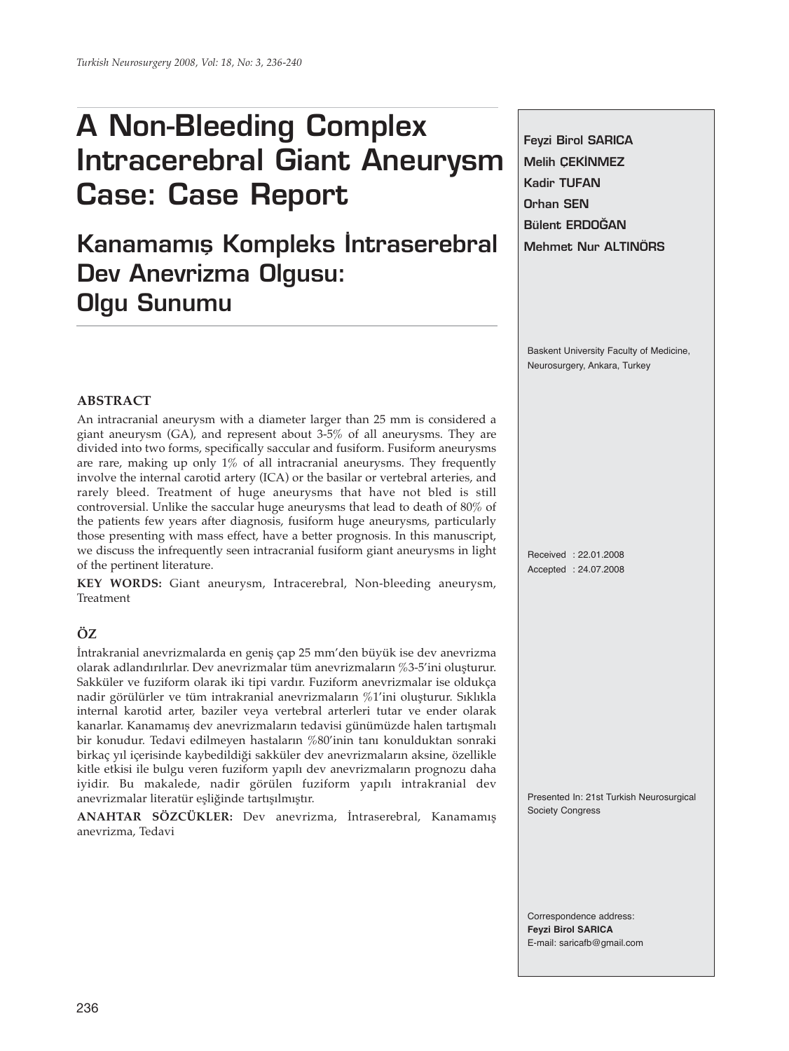# A Non-Bleeding Complex Intracerebral Giant Aneurysm Case: Case Report

## Kanamamış Kompleks İntraserebral Dev Anevrizma Olgusu: Olgu Sunumu

**Feyzi Birol SARICA**
**Melih ÇEKİNMEZ**
**Kadir TUFAN**
**Orhan SEN**
**Bülent ERDOĞAN**
**Mehmet Nur ALTINÖRS**

Baskent University Faculty of Medicine, Neurosurgery, Ankara, Turkey

Received : 22.01.2008
Accepted : 24.07.2008

Presented In: 21st Turkish Neurosurgical Society Congress

Correspondence address:
**Feyzi Birol SARICA**
E-mail: saricafb@gmail.com

### ABSTRACT

An intracranial aneurysm with a diameter larger than 25 mm is considered a giant aneurysm (GA), and represent about 3-5% of all aneurysms. They are divided into two forms, specifically saccular and fusiform. Fusiform aneurysms are rare, making up only 1% of all intracranial aneurysms. They frequently involve the internal carotid artery (ICA) or the basilar or vertebral arteries, and rarely bleed. Treatment of huge aneurysms that have not bled is still controversial. Unlike the saccular huge aneurysms that lead to death of 80% of the patients few years after diagnosis, fusiform huge aneurysms, particularly those presenting with mass effect, have a better prognosis. In this manuscript, we discuss the infrequently seen intracranial fusiform giant aneurysms in light of the pertinent literature.

**KEY WORDS:** Giant aneurysm, Intracerebral, Non-bleeding aneurysm, Treatment

### ÖZ

İntrakranial anevrizmalarda en geniş çap 25 mm'den büyük ise dev anevrizma olarak adlandırılırlar. Dev anevrizmalar tüm anevrizmaların %3-5'ini oluşturur. Sakküler ve fuziform olarak iki tipi vardır. Fuziform anevrizmalar ise oldukça nadir görülürler ve tüm intrakranial anevrizmaların %1'ini oluşturur. Sıklıkla internal karotid arter, baziler veya vertebral arterleri tutar ve ender olarak kanarlar. Kanamamış dev anevrizmaların tedavisi günümüzde halen tartışmalı bir konudur. Tedavi edilmeyen hastaların %80'inin tanı konulduktan sonraki birkaç yıl içerisinde kaybedildiği sakküler dev anevrizmaların aksine, özellikle kitle etkisi ile bulgu veren fuziform yapılı dev anevrizmaların prognozu daha iyidir. Bu makalede, nadir görülen fuziform yapılı intrakranial dev anevrizmalar literatür eşliğinde tartışılmıştır.

**ANAHTAR SÖZCÜKLER:** Dev anevrizma, İntraserebral, Kanamamış anevrizma, Tedavi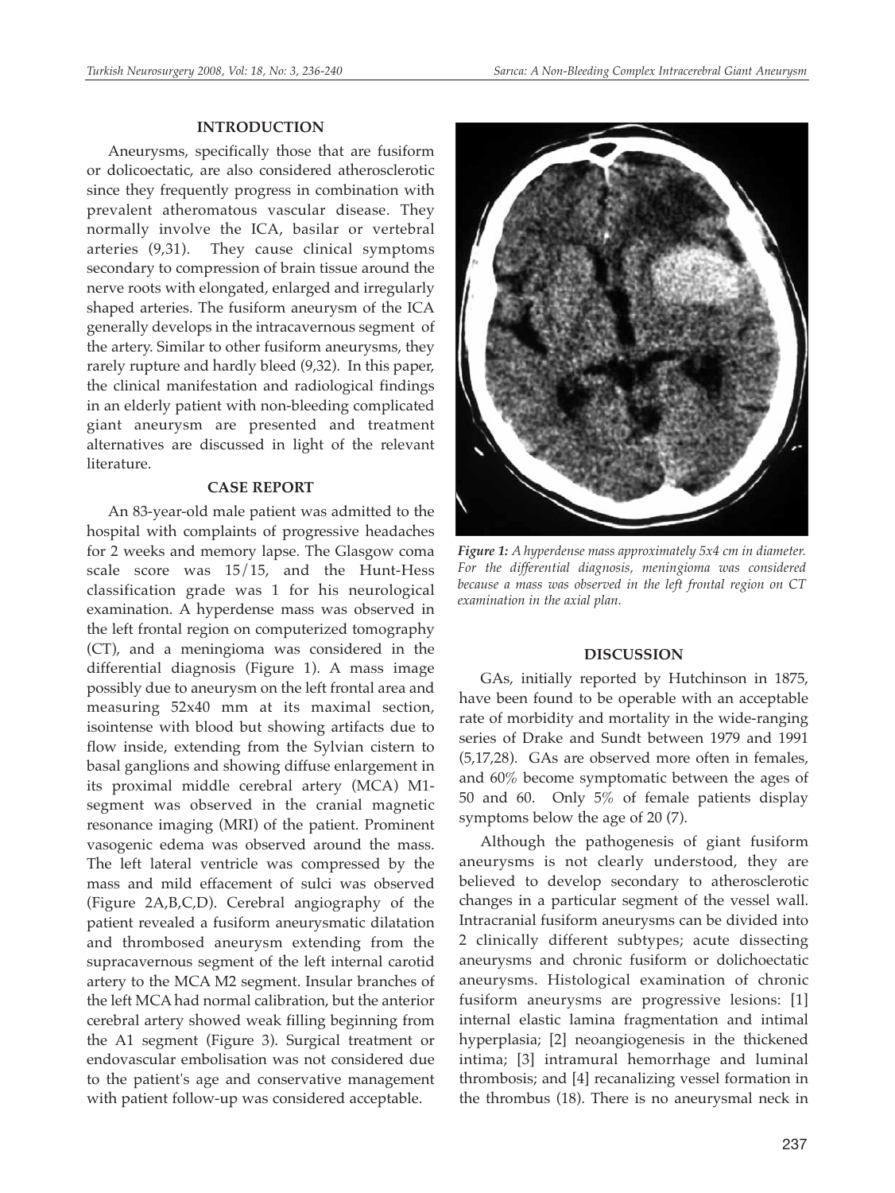## INTRODUCTION

Aneurysms, specifically those that are fusiform or dicolcoectatic, are also considered atherosclerotic since they frequently progress in combination with prevalent atheromatous vascular disease. They normally involve the ICA, basilar or vertebral arteries (9,31). They cause clinical symptoms secondary to compression of brain tissue around the nerve roots with elongated, enlarged and irregularly shaped arteries. The fusiform aneurysm of the ICA generally develops in the intracavernous segment of the artery. Similar to other fusiform aneurysms, they rarely rupture and hardly bleed (9,32). In this paper, the clinical manifestation and radiological findings in an elderly patient with non-bleeding complicated giant aneurysm are presented and treatment alternatives are discussed in light of the relevant literature.

## CASE REPORT

An 83-year-old male patient was admitted to the hospital with complaints of progressive headaches for 2 weeks and memory lapse. The Glasgow coma scale score was 15/15, and the Hunt-Hess classification grade was 1 for his neurological examination. A hyperdense mass was observed in the left frontal region on computerized tomography (CT), and a meningioma was considered in the differential diagnosis (Figure 1). A mass image possibly due to aneurysm on the left frontal area and measuring 52x40 mm at its maximal section, isointense with blood but showing artifacts due to flow inside, extending from the Sylvian cistern to basal ganglions and showing diffuse enlargement in its proximal middle cerebral artery (MCA) M1-segment was observed in the cranial magnetic resonance imaging (MRI) of the patient. Prominent vasogenic edema was observed around the mass. The left lateral ventricle was compressed by the mass and mild effacement of sulci was observed (Figure 2A,B,C,D). Cerebral angiography of the patient revealed a fusiform aneurysmatic dilatation and thrombosed aneurysm extending from the supracavernous segment of the left internal carotid artery to the MCA M2 segment. Insular branches of the left MCA had normal calibration, but the anterior cerebral artery showed weak filling beginning from the A1 segment (Figure 3). Surgical treatment or endovascular embolisation was not considered due to the patient's age and conservative management with patient follow-up was considered acceptable.

*Figure 1: A hyperdense mass approximately 5x4 cm in diameter. For the differential diagnosis, meningioma was considered because a mass was observed in the left frontal region on CT examination in the axial plan.*

## DISCUSSION

GAs, initially reported by Hutchinson in 1875, have been found to be operable with an acceptable rate of morbidity and mortality in the wide-ranging series of Drake and Sundt between 1979 and 1991 (5,17,28). GAs are observed more often in females, and 60% become symptomatic between the ages of 50 and 60. Only 5% of female patients display symptoms below the age of 20 (7).

Although the pathogenesis of giant fusiform aneurysms is not clearly understood, they are believed to develop secondary to atherosclerotic changes in a particular segment of the vessel wall. Intracranial fusiform aneurysms can be divided into 2 clinically different subtypes; acute dissecting aneurysms and chronic fusiform or dolichoectatic aneurysms. Histological examination of chronic fusiform aneurysms are progressive lesions: [1] internal elastic lamina fragmentation and intimal hyperplasia; [2] neoangiogenesis in the thickened intima; [3] intramural hemorrhage and luminal thrombosis; and [4] recanalizing vessel formation in the thrombus (18). There is no aneurysmal neck in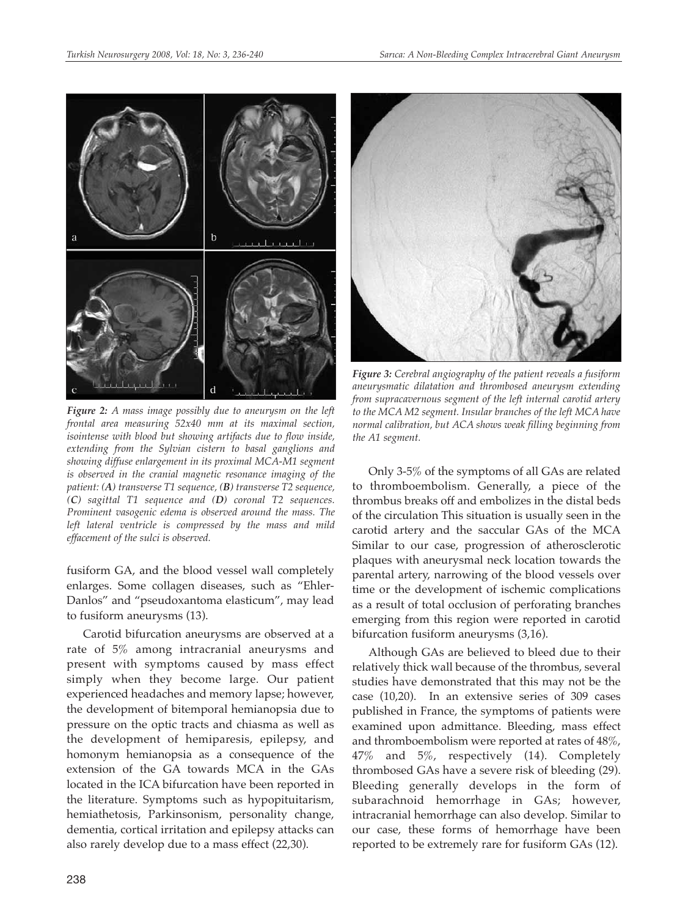*Figure 2: A mass image possibly due to aneurysm on the left frontal area measuring 52x40 mm at its maximal section, isointense with blood but showing artifacts due to flow inside, extending from the Sylvian cistern to basal ganglions and showing diffuse enlargement in its proximal MCA-M1 segment is observed in the cranial magnetic resonance imaging of the patient: (**A**) transverse T1 sequence, (**B**) transverse T2 sequence, (**C**) sagittal T1 sequence and (**D**) coronal T2 sequences. Prominent vasogenic edema is observed around the mass. The left lateral ventricle is compressed by the mass and mild effacement of the sulci is observed.*

fusiform GA, and the blood vessel wall completely enlarges. Some collagen diseases, such as "Ehler-Danlos" and "pseudoxantoma elasticum", may lead to fusiform aneurysms (13).

Carotid bifurcation aneurysms are observed at a rate of 5% among intracranial aneurysms and present with symptoms caused by mass effect simply when they become large. Our patient experienced headaches and memory lapse; however, the development of bitemporal hemianopsia due to pressure on the optic tracts and chiasma as well as the development of hemiparesis, epilepsy, and homonym hemianopsia as a consequence of the extension of the GA towards MCA in the GAs located in the ICA bifurcation have been reported in the literature. Symptoms such as hypopituitarism, hemiathetosis, Parkinsonism, personality change, dementia, cortical irritation and epilepsy attacks can also rarely develop due to a mass effect (22,30).

*Figure 3: Cerebral angiography of the patient reveals a fusiform aneurysmatic dilatation and thrombosed aneurysm extending from supracavernous segment of the left internal carotid artery to the MCA M2 segment. Insular branches of the left MCA have normal calibration, but ACA shows weak filling beginning from the A1 segment.*

Only 3-5% of the symptoms of all GAs are related to thromboembolism. Generally, a piece of the thrombus breaks off and embolizes in the distal beds of the circulation This situation is usually seen in the carotid artery and the saccular GAs of the MCA Similar to our case, progression of atherosclerotic plaques with aneurysmal neck location towards the parental artery, narrowing of the blood vessels over time or the development of ischemic complications as a result of total occlusion of perforating branches emerging from this region were reported in carotid bifurcation fusiform aneurysms (3,16).

Although GAs are believed to bleed due to their relatively thick wall because of the thrombus, several studies have demonstrated that this may not be the case (10,20). In an extensive series of 309 cases published in France, the symptoms of patients were examined upon admittance. Bleeding, mass effect and thromboembolism were reported at rates of 48%, 47% and 5%, respectively (14). Completely thrombosed GAs have a severe risk of bleeding (29). Bleeding generally develops in the form of subarachnoid hemorrhage in GAs; however, intracranial hemorrhage can also develop. Similar to our case, these forms of hemorrhage have been reported to be extremely rare for fusiform GAs (12).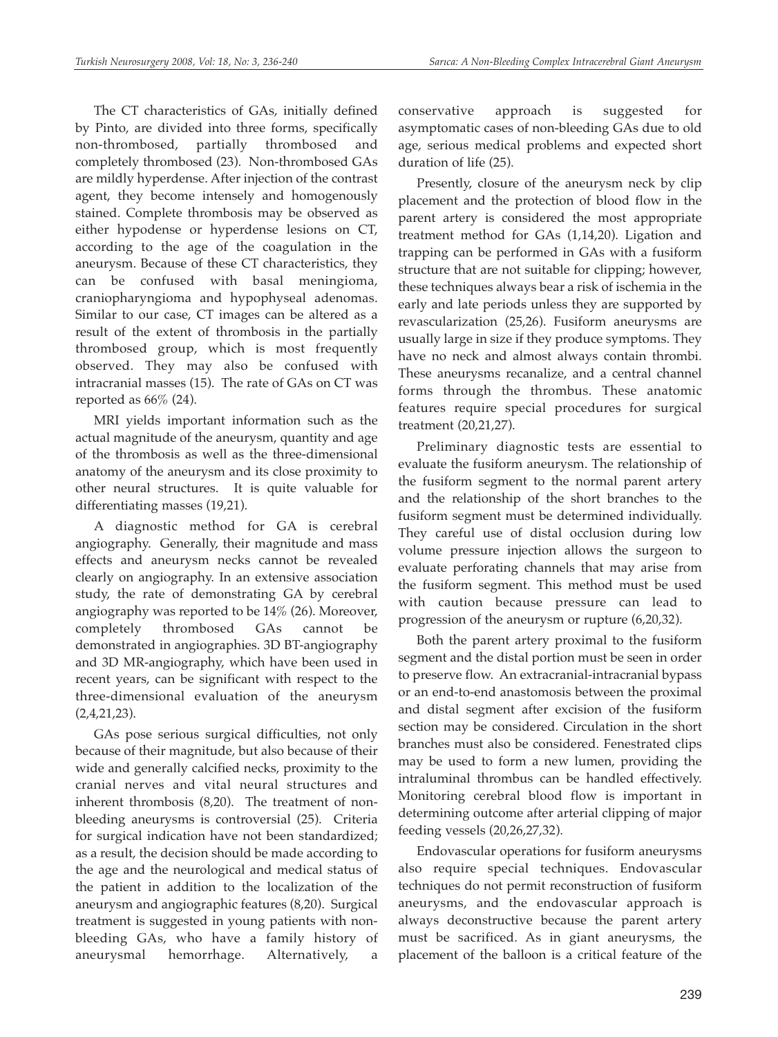The CT characteristics of GAs, initially defined by Pinto, are divided into three forms, specifically non-thrombosed, partially thrombosed and completely thrombosed (23). Non-thrombosed GAs are mildly hyperdense. After injection of the contrast agent, they become intensely and homogenously stained. Complete thrombosis may be observed as either hypodense or hyperdense lesions on CT, according to the age of the coagulation in the aneurysm. Because of these CT characteristics, they can be confused with basal meningioma, craniopharyngioma and hypophyseal adenomas. Similar to our case, CT images can be altered as a result of the extent of thrombosis in the partially thrombosed group, which is most frequently observed. They may also be confused with intracranial masses (15). The rate of GAs on CT was reported as 66% (24).

MRI yields important information such as the actual magnitude of the aneurysm, quantity and age of the thrombosis as well as the three-dimensional anatomy of the aneurysm and its close proximity to other neural structures. It is quite valuable for differentiating masses (19,21).

A diagnostic method for GA is cerebral angiography. Generally, their magnitude and mass effects and aneurysm necks cannot be revealed clearly on angiography. In an extensive association study, the rate of demonstrating GA by cerebral angiography was reported to be 14% (26). Moreover, completely thrombosed GAs cannot be demonstrated in angiographies. 3D BT-angiography and 3D MR-angiography, which have been used in recent years, can be significant with respect to the three-dimensional evaluation of the aneurysm (2,4,21,23).

GAs pose serious surgical difficulties, not only because of their magnitude, but also because of their wide and generally calcified necks, proximity to the cranial nerves and vital neural structures and inherent thrombosis (8,20). The treatment of non-bleeding aneurysms is controversial (25). Criteria for surgical indication have not been standardized; as a result, the decision should be made according to the age and the neurological and medical status of the patient in addition to the localization of the aneurysm and angiographic features (8,20). Surgical treatment is suggested in young patients with non-bleeding GAs, who have a family history of aneurysmal hemorrhage. Alternatively, a conservative approach is suggested for asymptomatic cases of non-bleeding GAs due to old age, serious medical problems and expected short duration of life (25).

Presently, closure of the aneurysm neck by clip placement and the protection of blood flow in the parent artery is considered the most appropriate treatment method for GAs (1,14,20). Ligation and trapping can be performed in GAs with a fusiform structure that are not suitable for clipping; however, these techniques always bear a risk of ischemia in the early and late periods unless they are supported by revascularization (25,26). Fusiform aneurysms are usually large in size if they produce symptoms. They have no neck and almost always contain thrombi. These aneurysms recanalize, and a central channel forms through the thrombus. These anatomic features require special procedures for surgical treatment (20,21,27).

Preliminary diagnostic tests are essential to evaluate the fusiform aneurysm. The relationship of the fusiform segment to the normal parent artery and the relationship of the short branches to the fusiform segment must be determined individually. They careful use of distal occlusion during low volume pressure injection allows the surgeon to evaluate perforating channels that may arise from the fusiform segment. This method must be used with caution because pressure can lead to progression of the aneurysm or rupture (6,20,32).

Both the parent artery proximal to the fusiform segment and the distal portion must be seen in order to preserve flow. An extracranial-intracranial bypass or an end-to-end anastomosis between the proximal and distal segment after excision of the fusiform section may be considered. Circulation in the short branches must also be considered. Fenestrated clips may be used to form a new lumen, providing the intraluminal thrombus can be handled effectively. Monitoring cerebral blood flow is important in determining outcome after arterial clipping of major feeding vessels (20,26,27,32).

Endovascular operations for fusiform aneurysms also require special techniques. Endovascular techniques do not permit reconstruction of fusiform aneurysms, and the endovascular approach is always deconstructive because the parent artery must be sacrificed. As in giant aneurysms, the placement of the balloon is a critical feature of the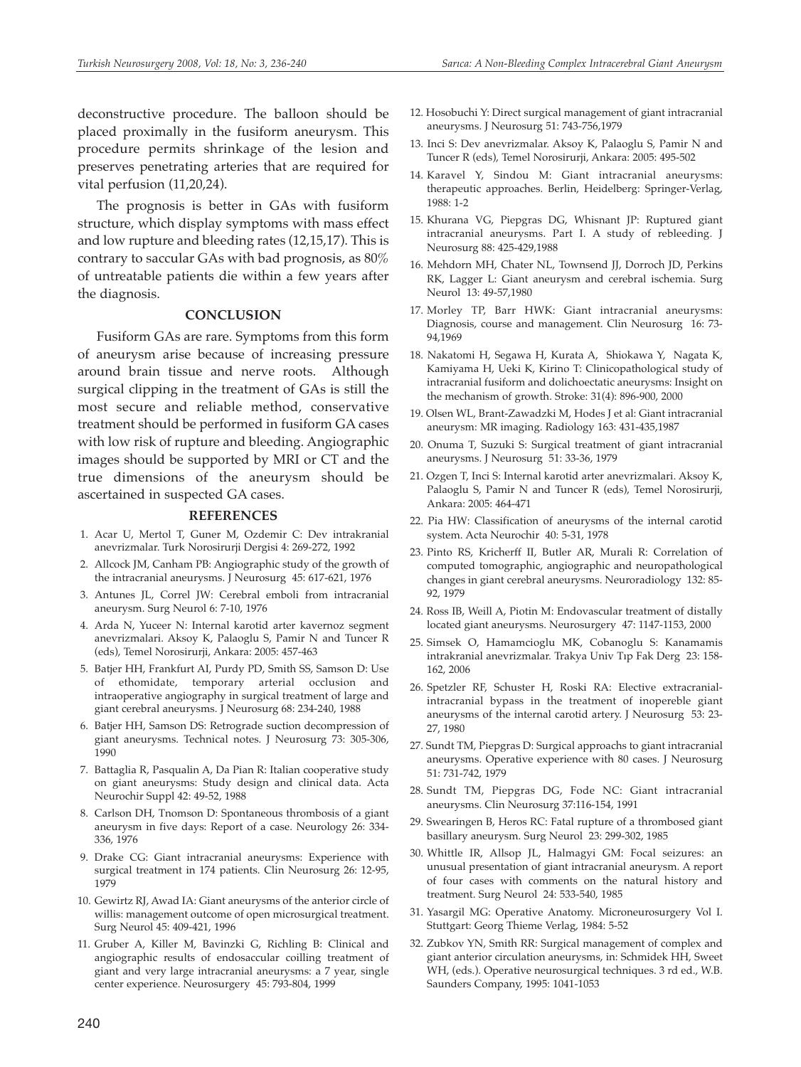deconstructive procedure. The balloon should be placed proximally in the fusiform aneurysm. This procedure permits shrinkage of the lesion and preserves penetrating arteries that are required for vital perfusion (11,20,24).

The prognosis is better in GAs with fusiform structure, which display symptoms with mass effect and low rupture and bleeding rates (12,15,17). This is contrary to saccular GAs with bad prognosis, as 80% of untreatable patients die within a few years after the diagnosis.

## CONCLUSION

Fusiform GAs are rare. Symptoms from this form of aneurysm arise because of increasing pressure around brain tissue and nerve roots. Although surgical clipping in the treatment of GAs is still the most secure and reliable method, conservative treatment should be performed in fusiform GA cases with low risk of rupture and bleeding. Angiographic images should be supported by MRI or CT and the true dimensions of the aneurysm should be ascertained in suspected GA cases.

## REFERENCES

1. Acar U, Mertol T, Guner M, Ozdemir C: Dev intrakranial anevrizmalar. Turk Norosirurji Dergisi 4: 269-272, 1992
2. Allcock JM, Canham PB: Angiographic study of the growth of the intracranial aneurysms. J Neurosurg 45: 617-621, 1976
3. Antunes JL, Correl JW: Cerebral emboli from intracranial aneurysm. Surg Neurol 6: 7-10, 1976
4. Arda N, Yuceer N: Internal karotid arter kavernoz segment anevrizmalari. Aksoy K, Palaoglu S, Pamir N and Tuncer R (eds), Temel Norosirurji, Ankara: 2005: 457-463
5. Batjer HH, Frankfurt AI, Purdy PD, Smith SS, Samson D: Use of ethomidate, temporary arterial occlusion and intraoperative angiography in surgical treatment of large and giant cerebral aneurysms. J Neurosurg 68: 234-240, 1988
6. Batjer HH, Samson DS: Retrograde suction decompression of giant aneurysms. Technical notes. J Neurosurg 73: 305-306, 1990
7. Battaglia R, Pasqualin A, Da Pian R: Italian cooperative study on giant aneurysms: Study design and clinical data. Acta Neurochir Suppl 42: 49-52, 1988
8. Carlson DH, Tnomson D: Spontaneous thrombosis of a giant aneurysm in five days: Report of a case. Neurology 26: 334-336, 1976
9. Drake CG: Giant intracranial aneurysms: Experience with surgical treatment in 174 patients. Clin Neurosurg 26: 12-95, 1979
10. Gewirtz RJ, Awad IA: Giant aneurysms of the anterior circle of willis: management outcome of open microsurgical treatment. Surg Neurol 45: 409-421, 1996
11. Gruber A, Killer M, Bavinzki G, Richling B: Clinical and angiographic results of endosaccular coilling treatment of giant and very large intracranial aneurysms: a 7 year, single center experience. Neurosurgery 45: 793-804, 1999
12. Hosobuchi Y: Direct surgical management of giant intracranial aneurysms. J Neurosurg 51: 743-756,1979
13. Inci S: Dev anevrizmalar. Aksoy K, Palaoglu S, Pamir N and Tuncer R (eds), Temel Norosirurji, Ankara: 2005: 495-502
14. Karavel Y, Sindou M: Giant intracranial aneurysms: therapeutic approaches. Berlin, Heidelberg: Springer-Verlag, 1988: 1-2
15. Khurana VG, Piepgras DG, Whisnant JP: Ruptured giant intracranial aneurysms. Part I. A study of rebleeding. J Neurosurg 88: 425-429,1988
16. Mehdorn MH, Chater NL, Townsend JJ, Dorroch JD, Perkins RK, Lagger L: Giant aneurysm and cerebral ischemia. Surg Neurol 13: 49-57,1980
17. Morley TP, Barr HWK: Giant intracranial aneurysms: Diagnosis, course and management. Clin Neurosurg 16: 73-94,1969
18. Nakatomi H, Segawa H, Kurata A, Shiokawa Y, Nagata K, Kamiyama H, Ueki K, Kirino T: Clinicopathological study of intracranial fusiform and dolichoectatic aneurysms: Insight on the mechanism of growth. Stroke: 31(4): 896-900, 2000
19. Olsen WL, Brant-Zawadzki M, Hodes J et al: Giant intracranial aneurysm: MR imaging. Radiology 163: 431-435,1987
20. Onuma T, Suzuki S: Surgical treatment of giant intracranial aneurysms. J Neurosurg 51: 33-36, 1979
21. Ozgen T, Inci S: Internal karotid arter anevrizmalari. Aksoy K, Palaoglu S, Pamir N and Tuncer R (eds), Temel Norosirurji, Ankara: 2005: 464-471
22. Pia HW: Classification of aneurysms of the internal carotid system. Acta Neurochir 40: 5-31, 1978
23. Pinto RS, Kricherff II, Butler AR, Murali R: Correlation of computed tomographic, angiographic and neuropathological changes in giant cerebral aneurysms. Neuroradiology 132: 85-92, 1979
24. Ross IB, Weill A, Piotin M: Endovascular treatment of distally located giant aneurysms. Neurosurgery 47: 1147-1153, 2000
25. Simsek O, Hamamcioglu MK, Cobanoglu S: Kanamamis intrakranial anevrizmalar. Trakya Univ Tıp Fak Derg 23: 158-162, 2006
26. Spetzler RF, Schuster H, Roski RA: Elective extracranial-intracranial bypass in the treatment of inopereble giant aneurysms of the internal carotid artery. J Neurosurg 53: 23-27, 1980
27. Sundt TM, Piepgras D: Surgical approachs to giant intracranial aneurysms. Operative experience with 80 cases. J Neurosurg 51: 731-742, 1979
28. Sundt TM, Piepgras DG, Fode NC: Giant intracranial aneurysms. Clin Neurosurg 37:116-154, 1991
29. Swearingen B, Heros RC: Fatal rupture of a thrombosed giant basillary aneurysm. Surg Neurol 23: 299-302, 1985
30. Whittle IR, Allsop JL, Halmagyi GM: Focal seizures: an unusual presentation of giant intracranial aneurysm. A report of four cases with comments on the natural history and treatment. Surg Neurol 24: 533-540, 1985
31. Yasargil MG: Operative Anatomy. Microneurosurgery Vol I. Stuttgart: Georg Thieme Verlag, 1984: 5-52
32. Zubkov YN, Smith RR: Surgical management of complex and giant anterior circulation aneurysms, in: Schmidek HH, Sweet WH, (eds.). Operative neurosurgical techniques. 3 rd ed., W.B. Saunders Company, 1995: 1041-1053